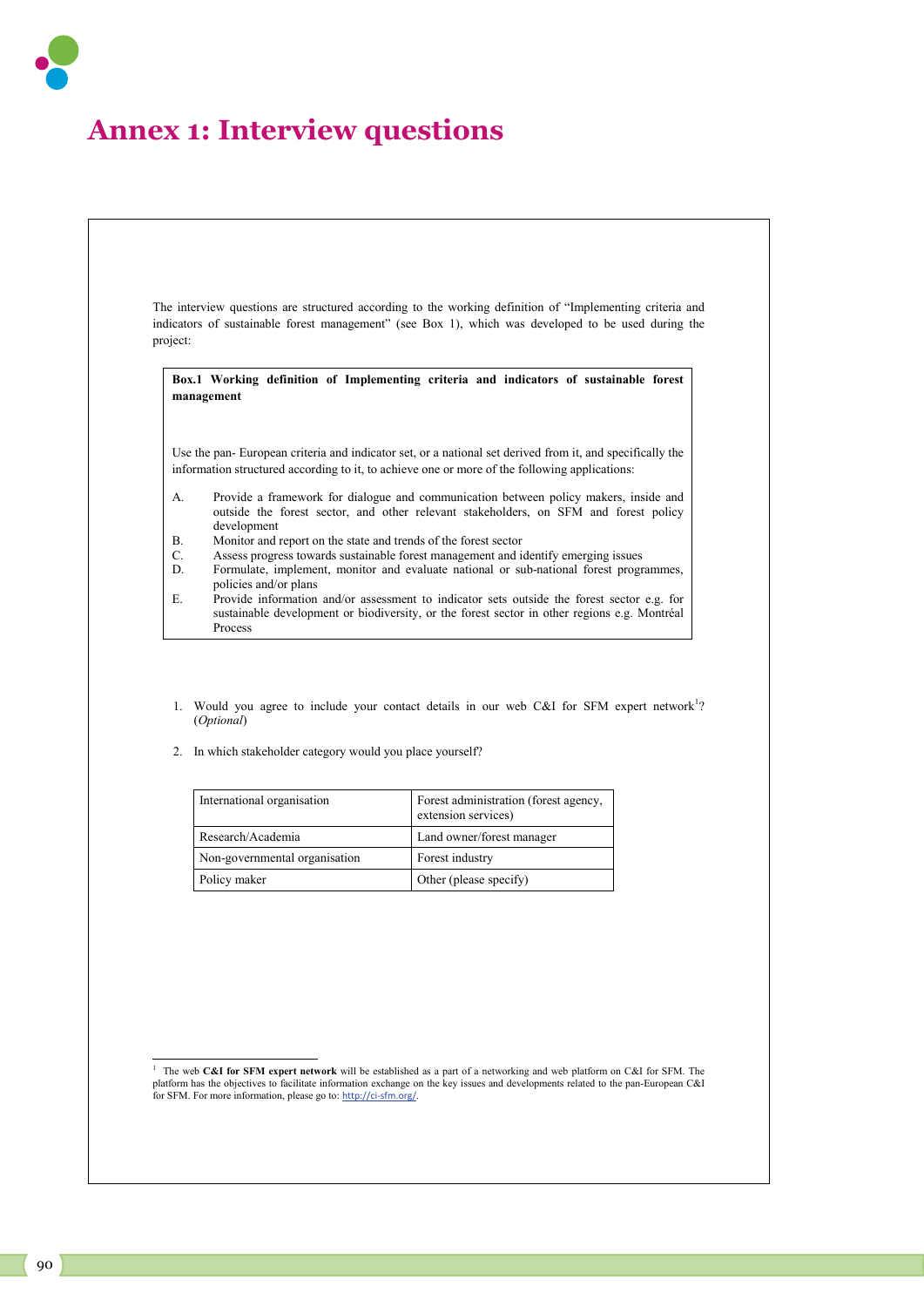# Annex 1: Interview questions

The interview questions are structured according to the working definition of "Implementing criteria and indicators of sustainable forest management" (see Box 1), which was developed to be used during the project:

**Box.1 Working definition of Implementing criteria and indicators of sustainable forest management**

Use the pan- European criteria and indicator set, or a national set derived from it, and specifically the information structured according to it, to achieve one or more of the following applications:

A. Provide a framework for dialogue and communication between policy makers, inside and outside the forest sector, and other relevant stakeholders, on SFM and forest policy development

B. Monitor and report on the state and trends of the forest sector

C. Assess progress towards sustainable forest management and identify emerging issues

D. Formulate, implement, monitor and evaluate national or sub-national forest programmes, policies and/or plans

E. Provide information and/or assessment to indicator sets outside the forest sector e.g. for sustainable development or biodiversity, or the forest sector in other regions e.g. Montréal Process

1. Would you agree to include your contact details in our web C&I for SFM expert network[1]? (*Optional*)

2. In which stakeholder category would you place yourself?

| | |
|---|---|
| International organisation | Forest administration (forest agency, extension services) |
| Research/Academia | Land owner/forest manager |
| Non-governmental organisation | Forest industry |
| Policy maker | Other (please specify) |

[1] The web **C&I for SFM expert network** will be established as a part of a networking and web platform on C&I for SFM. The platform has the objectives to facilitate information exchange on the key issues and developments related to the pan-European C&I for SFM. For more information, please go to: http://ci-sfm.org/.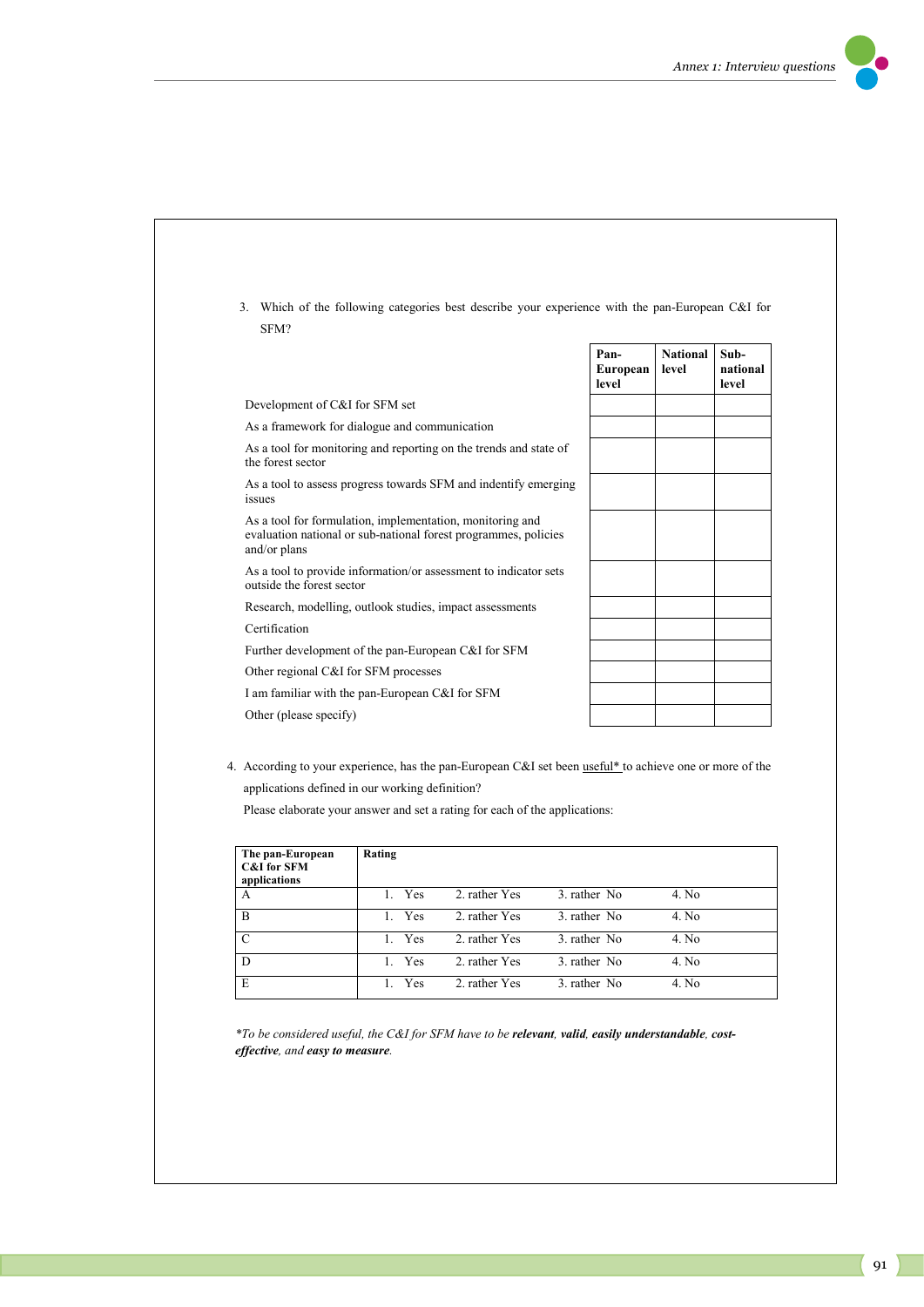3. Which of the following categories best describe your experience with the pan-European C&I for SFM?

| | Pan-European level | National level | Sub-national level |
|---|---|---|---|
| Development of C&I for SFM set | | | |
| As a framework for dialogue and communication | | | |
| As a tool for monitoring and reporting on the trends and state of the forest sector | | | |
| As a tool to assess progress towards SFM and indentify emerging issues | | | |
| As a tool for formulation, implementation, monitoring and evaluation national or sub-national forest programmes, policies and/or plans | | | |
| As a tool to provide information/or assessment to indicator sets outside the forest sector | | | |
| Research, modelling, outlook studies, impact assessments | | | |
| Certification | | | |
| Further development of the pan-European C&I for SFM | | | |
| Other regional C&I for SFM processes | | | |
| I am familiar with the pan-European C&I for SFM | | | |
| Other (please specify) | | | |

4. According to your experience, has the pan-European C&I set been useful* to achieve one or more of the applications defined in our working definition?

   Please elaborate your answer and set a rating for each of the applications:

| The pan-European C&I for SFM applications | Rating | | | |
|---|---|---|---|---|
| A | 1. Yes | 2. rather Yes | 3. rather No | 4. No |
| B | 1. Yes | 2. rather Yes | 3. rather No | 4. No |
| C | 1. Yes | 2. rather Yes | 3. rather No | 4. No |
| D | 1. Yes | 2. rather Yes | 3. rather No | 4. No |
| E | 1. Yes | 2. rather Yes | 3. rather No | 4. No |

**To be considered useful, the C&I for SFM have to be* ***relevant***, ***valid***, ***easily understandable***, ***cost-effective***, *and* ***easy to measure***.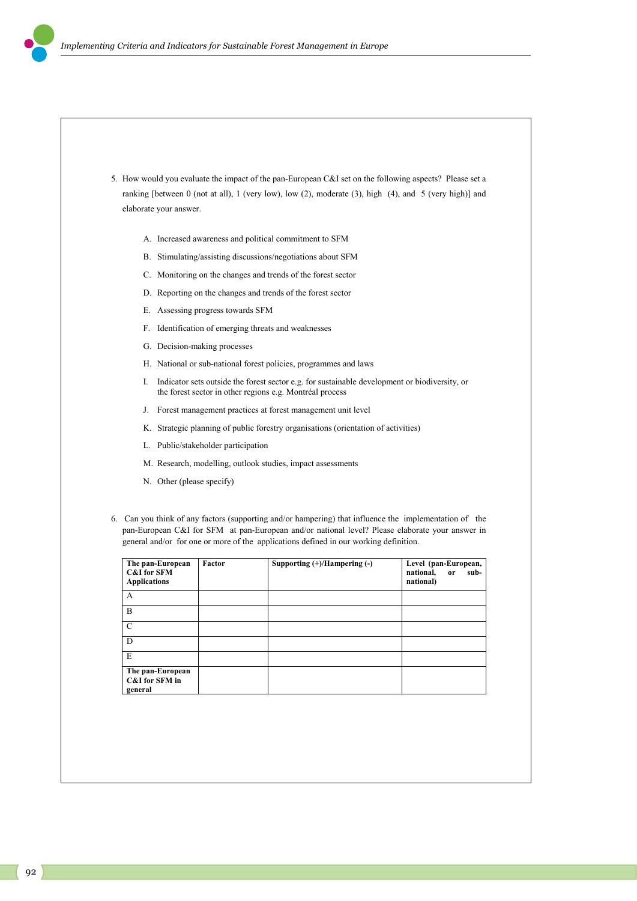5. How would you evaluate the impact of the pan-European C&I set on the following aspects? Please set a ranking [between 0 (not at all), 1 (very low), low (2), moderate (3), high (4), and 5 (very high)] and elaborate your answer.

   A. Increased awareness and political commitment to SFM

   B. Stimulating/assisting discussions/negotiations about SFM

   C. Monitoring on the changes and trends of the forest sector

   D. Reporting on the changes and trends of the forest sector

   E. Assessing progress towards SFM

   F. Identification of emerging threats and weaknesses

   G. Decision-making processes

   H. National or sub-national forest policies, programmes and laws

   I. Indicator sets outside the forest sector e.g. for sustainable development or biodiversity, or the forest sector in other regions e.g. Montréal process

   J. Forest management practices at forest management unit level

   K. Strategic planning of public forestry organisations (orientation of activities)

   L. Public/stakeholder participation

   M. Research, modelling, outlook studies, impact assessments

   N. Other (please specify)

6. Can you think of any factors (supporting and/or hampering) that influence the implementation of the pan-European C&I for SFM at pan-European and/or national level? Please elaborate your answer in general and/or for one or more of the applications defined in our working definition.

| The pan-European C&I for SFM Applications | Factor | Supporting (+)/Hampering (-) | Level (pan-European, national, or sub-national) |
|---|---|---|---|
| A | | | |
| B | | | |
| C | | | |
| D | | | |
| E | | | |
| **The pan-European C&I for SFM in general** | | | |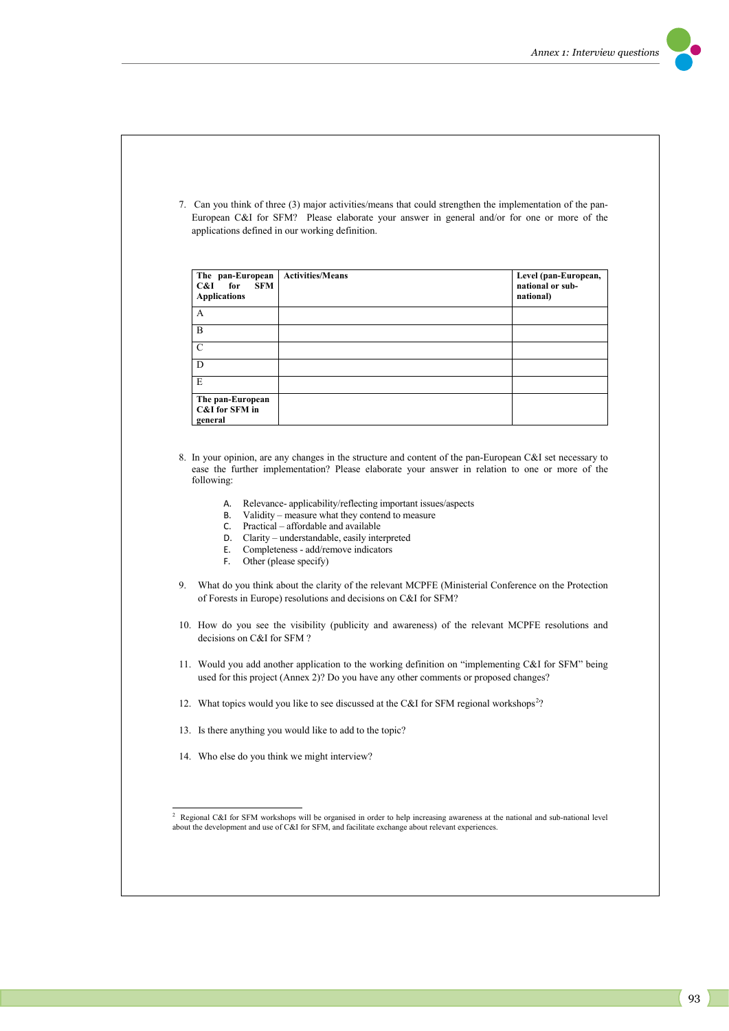7. Can you think of three (3) major activities/means that could strengthen the implementation of the pan-European C&I for SFM? Please elaborate your answer in general and/or for one or more of the applications defined in our working definition.

| The pan-European C&I for SFM Applications | Activities/Means | Level (pan-European, national or sub-national) |
|---|---|---|
| A | | |
| B | | |
| C | | |
| D | | |
| E | | |
| The pan-European C&I for SFM in general | | |

8. In your opinion, are any changes in the structure and content of the pan-European C&I set necessary to ease the further implementation? Please elaborate your answer in relation to one or more of the following:

   A. Relevance- applicability/reflecting important issues/aspects
   B. Validity – measure what they contend to measure
   C. Practical – affordable and available
   D. Clarity – understandable, easily interpreted
   E. Completeness - add/remove indicators
   F. Other (please specify)

9. What do you think about the clarity of the relevant MCPFE (Ministerial Conference on the Protection of Forests in Europe) resolutions and decisions on C&I for SFM?

10. How do you see the visibility (publicity and awareness) of the relevant MCPFE resolutions and decisions on C&I for SFM ?

11. Would you add another application to the working definition on "implementing C&I for SFM" being used for this project (Annex 2)? Do you have any other comments or proposed changes?

12. What topics would you like to see discussed at the C&I for SFM regional workshops[2]?

13. Is there anything you would like to add to the topic?

14. Who else do you think we might interview?

[2] Regional C&I for SFM workshops will be organised in order to help increasing awareness at the national and sub-national level about the development and use of C&I for SFM, and facilitate exchange about relevant experiences.